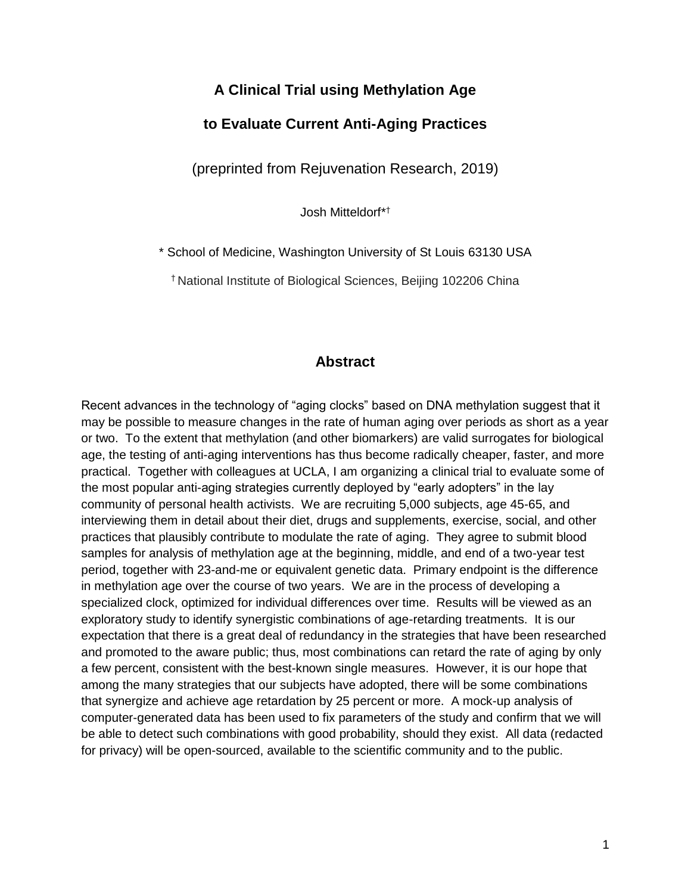# A Clinical Trial using Methylation Age

# to Evaluate Current Anti-Aging Practices

(preprinted from Rejuvenation Research, 2019)

Josh Mitteldorf*†

* School of Medicine, Washington University of St Louis 63130 USA

† National Institute of Biological Sciences, Beijing 102206 China

## Abstract

Recent advances in the technology of "aging clocks" based on DNA methylation suggest that it may be possible to measure changes in the rate of human aging over periods as short as a year or two. To the extent that methylation (and other biomarkers) are valid surrogates for biological age, the testing of anti-aging interventions has thus become radically cheaper, faster, and more practical. Together with colleagues at UCLA, I am organizing a clinical trial to evaluate some of the most popular anti-aging strategies currently deployed by "early adopters" in the lay community of personal health activists. We are recruiting 5,000 subjects, age 45-65, and interviewing them in detail about their diet, drugs and supplements, exercise, social, and other practices that plausibly contribute to modulate the rate of aging. They agree to submit blood samples for analysis of methylation age at the beginning, middle, and end of a two-year test period, together with 23-and-me or equivalent genetic data. Primary endpoint is the difference in methylation age over the course of two years. We are in the process of developing a specialized clock, optimized for individual differences over time. Results will be viewed as an exploratory study to identify synergistic combinations of age-retarding treatments. It is our expectation that there is a great deal of redundancy in the strategies that have been researched and promoted to the aware public; thus, most combinations can retard the rate of aging by only a few percent, consistent with the best-known single measures. However, it is our hope that among the many strategies that our subjects have adopted, there will be some combinations that synergize and achieve age retardation by 25 percent or more. A mock-up analysis of computer-generated data has been used to fix parameters of the study and confirm that we will be able to detect such combinations with good probability, should they exist. All data (redacted for privacy) will be open-sourced, available to the scientific community and to the public.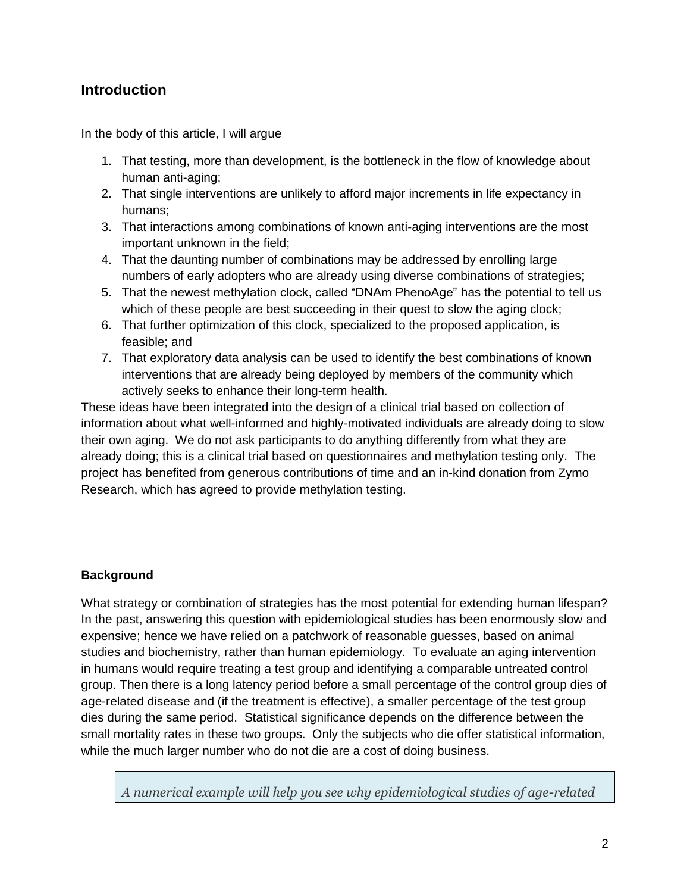## Introduction

In the body of this article, I will argue

1. That testing, more than development, is the bottleneck in the flow of knowledge about human anti-aging;
2. That single interventions are unlikely to afford major increments in life expectancy in humans;
3. That interactions among combinations of known anti-aging interventions are the most important unknown in the field;
4. That the daunting number of combinations may be addressed by enrolling large numbers of early adopters who are already using diverse combinations of strategies;
5. That the newest methylation clock, called "DNAm PhenoAge" has the potential to tell us which of these people are best succeeding in their quest to slow the aging clock;
6. That further optimization of this clock, specialized to the proposed application, is feasible; and
7. That exploratory data analysis can be used to identify the best combinations of known interventions that are already being deployed by members of the community which actively seeks to enhance their long-term health.

These ideas have been integrated into the design of a clinical trial based on collection of information about what well-informed and highly-motivated individuals are already doing to slow their own aging. We do not ask participants to do anything differently from what they are already doing; this is a clinical trial based on questionnaires and methylation testing only. The project has benefited from generous contributions of time and an in-kind donation from Zymo Research, which has agreed to provide methylation testing.

### Background

What strategy or combination of strategies has the most potential for extending human lifespan? In the past, answering this question with epidemiological studies has been enormously slow and expensive; hence we have relied on a patchwork of reasonable guesses, based on animal studies and biochemistry, rather than human epidemiology. To evaluate an aging intervention in humans would require treating a test group and identifying a comparable untreated control group. Then there is a long latency period before a small percentage of the control group dies of age-related disease and (if the treatment is effective), a smaller percentage of the test group dies during the same period. Statistical significance depends on the difference between the small mortality rates in these two groups. Only the subjects who die offer statistical information, while the much larger number who do not die are a cost of doing business.

*A numerical example will help you see why epidemiological studies of age-related*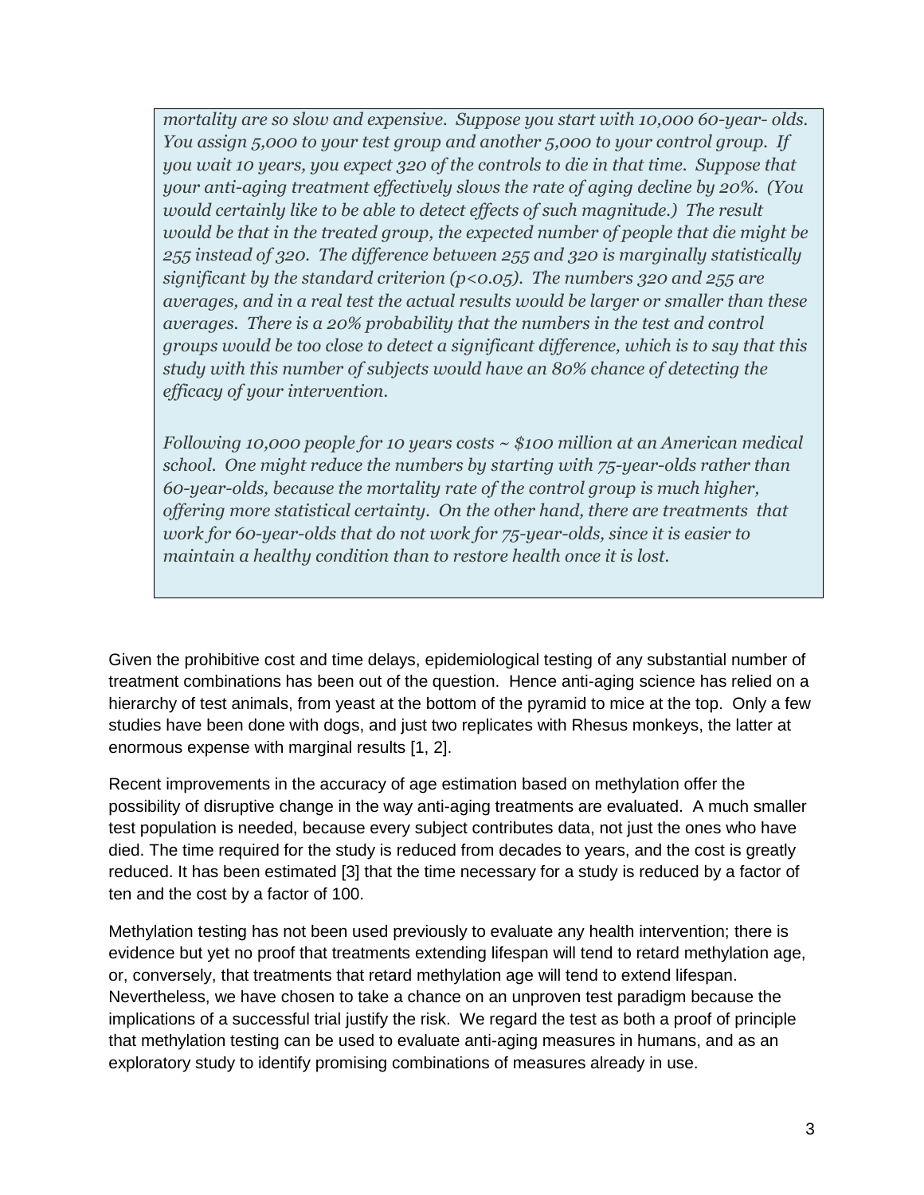*mortality are so slow and expensive. Suppose you start with 10,000 60-year- olds. You assign 5,000 to your test group and another 5,000 to your control group. If you wait 10 years, you expect 320 of the controls to die in that time. Suppose that your anti-aging treatment effectively slows the rate of aging decline by 20%. (You would certainly like to be able to detect effects of such magnitude.) The result would be that in the treated group, the expected number of people that die might be 255 instead of 320. The difference between 255 and 320 is marginally statistically significant by the standard criterion ($p<0.05$). The numbers 320 and 255 are averages, and in a real test the actual results would be larger or smaller than these averages. There is a 20% probability that the numbers in the test and control groups would be too close to detect a significant difference, which is to say that this study with this number of subjects would have an 80% chance of detecting the efficacy of your intervention.*

*Following 10,000 people for 10 years costs ~ \$100 million at an American medical school. One might reduce the numbers by starting with 75-year-olds rather than 60-year-olds, because the mortality rate of the control group is much higher, offering more statistical certainty. On the other hand, there are treatments that work for 60-year-olds that do not work for 75-year-olds, since it is easier to maintain a healthy condition than to restore health once it is lost.*

Given the prohibitive cost and time delays, epidemiological testing of any substantial number of treatment combinations has been out of the question. Hence anti-aging science has relied on a hierarchy of test animals, from yeast at the bottom of the pyramid to mice at the top. Only a few studies have been done with dogs, and just two replicates with Rhesus monkeys, the latter at enormous expense with marginal results [1, 2].

Recent improvements in the accuracy of age estimation based on methylation offer the possibility of disruptive change in the way anti-aging treatments are evaluated. A much smaller test population is needed, because every subject contributes data, not just the ones who have died. The time required for the study is reduced from decades to years, and the cost is greatly reduced. It has been estimated [3] that the time necessary for a study is reduced by a factor of ten and the cost by a factor of 100.

Methylation testing has not been used previously to evaluate any health intervention; there is evidence but yet no proof that treatments extending lifespan will tend to retard methylation age, or, conversely, that treatments that retard methylation age will tend to extend lifespan. Nevertheless, we have chosen to take a chance on an unproven test paradigm because the implications of a successful trial justify the risk. We regard the test as both a proof of principle that methylation testing can be used to evaluate anti-aging measures in humans, and as an exploratory study to identify promising combinations of measures already in use.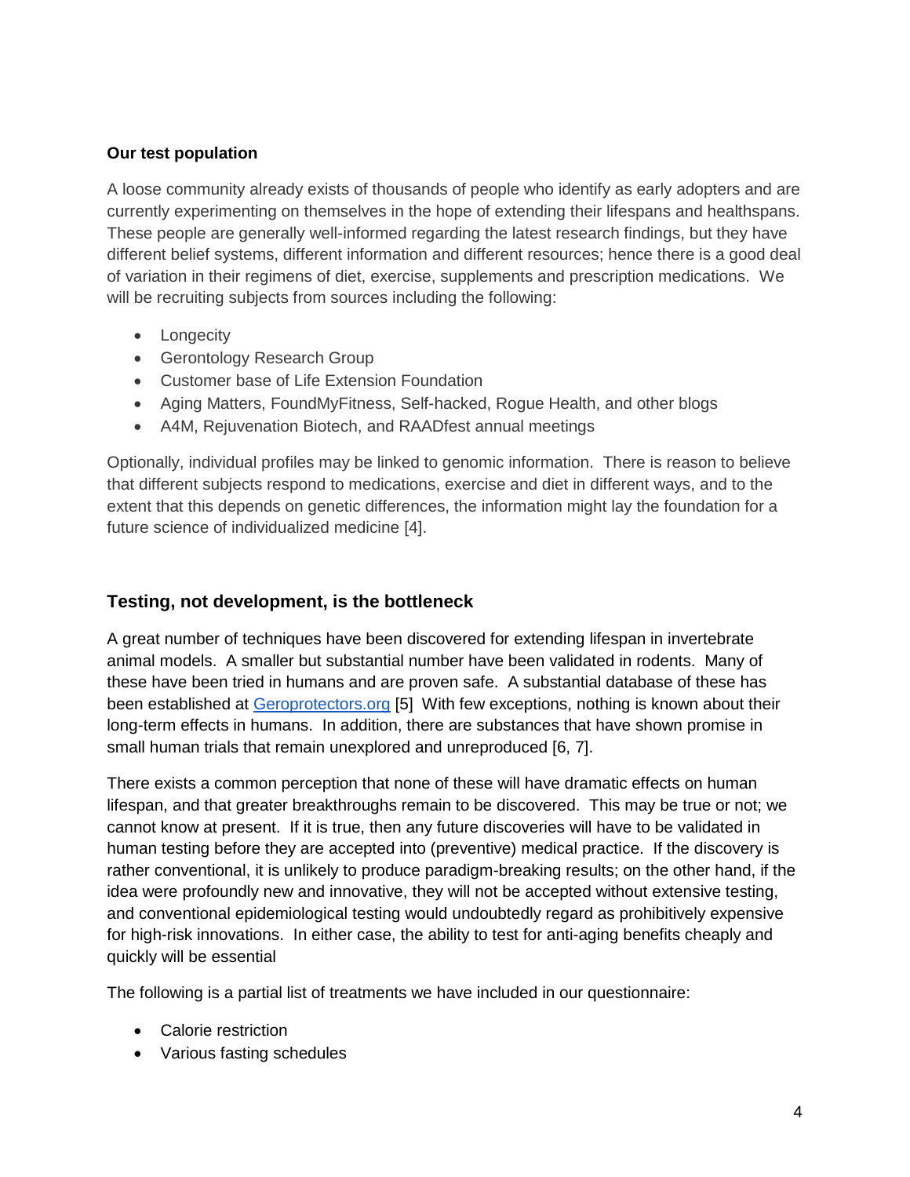**Our test population**

A loose community already exists of thousands of people who identify as early adopters and are currently experimenting on themselves in the hope of extending their lifespans and healthspans. These people are generally well-informed regarding the latest research findings, but they have different belief systems, different information and different resources; hence there is a good deal of variation in their regimens of diet, exercise, supplements and prescription medications. We will be recruiting subjects from sources including the following:

- Longecity
- Gerontology Research Group
- Customer base of Life Extension Foundation
- Aging Matters, FoundMyFitness, Self-hacked, Rogue Health, and other blogs
- A4M, Rejuvenation Biotech, and RAADfest annual meetings

Optionally, individual profiles may be linked to genomic information. There is reason to believe that different subjects respond to medications, exercise and diet in different ways, and to the extent that this depends on genetic differences, the information might lay the foundation for a future science of individualized medicine [4].

## Testing, not development, is the bottleneck

A great number of techniques have been discovered for extending lifespan in invertebrate animal models. A smaller but substantial number have been validated in rodents. Many of these have been tried in humans and are proven safe. A substantial database of these has been established at [Geroprotectors.org](Geroprotectors.org) [5] With few exceptions, nothing is known about their long-term effects in humans. In addition, there are substances that have shown promise in small human trials that remain unexplored and unreproduced [6, 7].

There exists a common perception that none of these will have dramatic effects on human lifespan, and that greater breakthroughs remain to be discovered. This may be true or not; we cannot know at present. If it is true, then any future discoveries will have to be validated in human testing before they are accepted into (preventive) medical practice. If the discovery is rather conventional, it is unlikely to produce paradigm-breaking results; on the other hand, if the idea were profoundly new and innovative, they will not be accepted without extensive testing, and conventional epidemiological testing would undoubtedly regard as prohibitively expensive for high-risk innovations. In either case, the ability to test for anti-aging benefits cheaply and quickly will be essential

The following is a partial list of treatments we have included in our questionnaire:

- Calorie restriction
- Various fasting schedules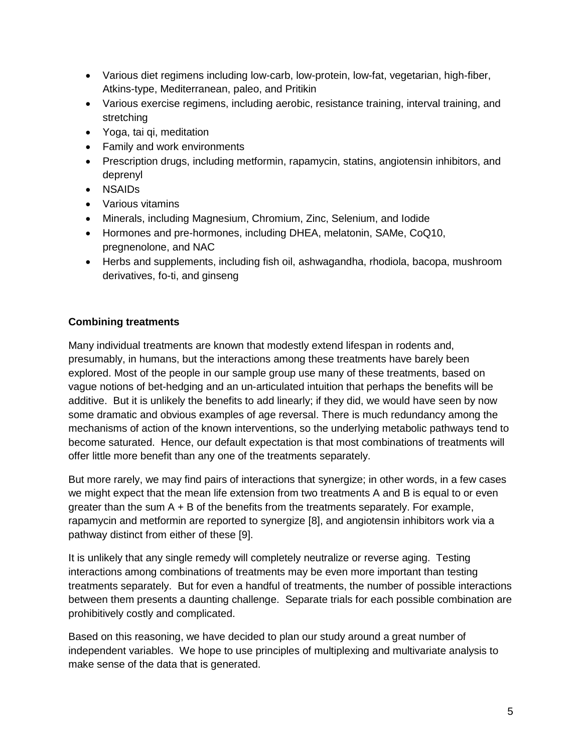- Various diet regimens including low-carb, low-protein, low-fat, vegetarian, high-fiber, Atkins-type, Mediterranean, paleo, and Pritikin
- Various exercise regimens, including aerobic, resistance training, interval training, and stretching
- Yoga, tai qi, meditation
- Family and work environments
- Prescription drugs, including metformin, rapamycin, statins, angiotensin inhibitors, and deprenyl
- NSAIDs
- Various vitamins
- Minerals, including Magnesium, Chromium, Zinc, Selenium, and Iodide
- Hormones and pre-hormones, including DHEA, melatonin, SAMe, CoQ10, pregnenolone, and NAC
- Herbs and supplements, including fish oil, ashwagandha, rhodiola, bacopa, mushroom derivatives, fo-ti, and ginseng

**Combining treatments**

Many individual treatments are known that modestly extend lifespan in rodents and, presumably, in humans, but the interactions among these treatments have barely been explored. Most of the people in our sample group use many of these treatments, based on vague notions of bet-hedging and an un-articulated intuition that perhaps the benefits will be additive. But it is unlikely the benefits to add linearly; if they did, we would have seen by now some dramatic and obvious examples of age reversal. There is much redundancy among the mechanisms of action of the known interventions, so the underlying metabolic pathways tend to become saturated. Hence, our default expectation is that most combinations of treatments will offer little more benefit than any one of the treatments separately.

But more rarely, we may find pairs of interactions that synergize; in other words, in a few cases we might expect that the mean life extension from two treatments A and B is equal to or even greater than the sum A + B of the benefits from the treatments separately. For example, rapamycin and metformin are reported to synergize [8], and angiotensin inhibitors work via a pathway distinct from either of these [9].

It is unlikely that any single remedy will completely neutralize or reverse aging. Testing interactions among combinations of treatments may be even more important than testing treatments separately. But for even a handful of treatments, the number of possible interactions between them presents a daunting challenge. Separate trials for each possible combination are prohibitively costly and complicated.

Based on this reasoning, we have decided to plan our study around a great number of independent variables. We hope to use principles of multiplexing and multivariate analysis to make sense of the data that is generated.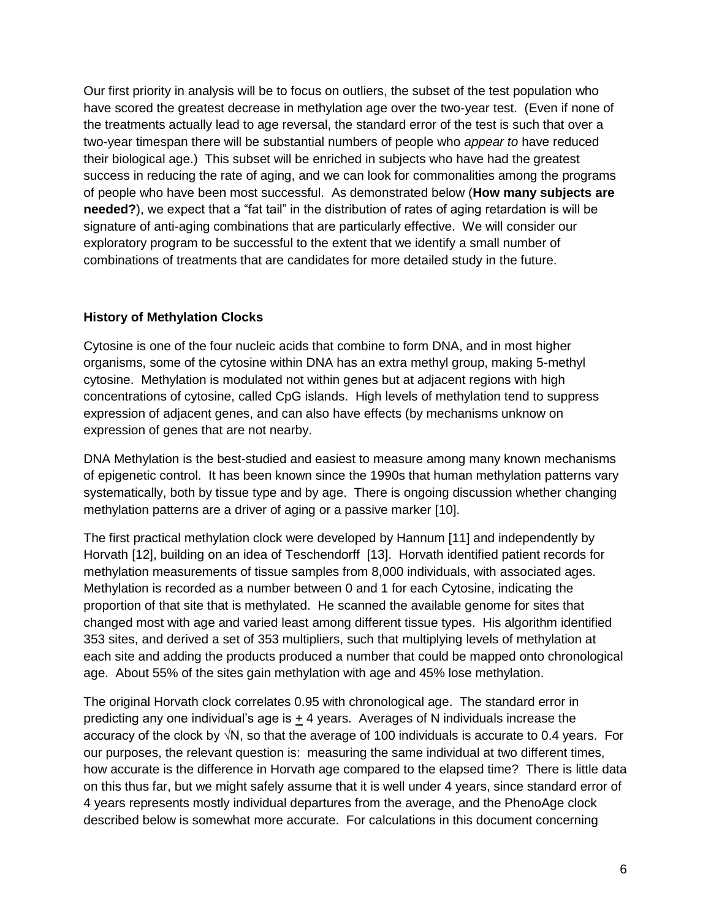Our first priority in analysis will be to focus on outliers, the subset of the test population who have scored the greatest decrease in methylation age over the two-year test. (Even if none of the treatments actually lead to age reversal, the standard error of the test is such that over a two-year timespan there will be substantial numbers of people who *appear to* have reduced their biological age.) This subset will be enriched in subjects who have had the greatest success in reducing the rate of aging, and we can look for commonalities among the programs of people who have been most successful. As demonstrated below (**How many subjects are needed?**), we expect that a "fat tail" in the distribution of rates of aging retardation is will be signature of anti-aging combinations that are particularly effective. We will consider our exploratory program to be successful to the extent that we identify a small number of combinations of treatments that are candidates for more detailed study in the future.

**History of Methylation Clocks**

Cytosine is one of the four nucleic acids that combine to form DNA, and in most higher organisms, some of the cytosine within DNA has an extra methyl group, making 5-methyl cytosine. Methylation is modulated not within genes but at adjacent regions with high concentrations of cytosine, called CpG islands. High levels of methylation tend to suppress expression of adjacent genes, and can also have effects (by mechanisms unknow on expression of genes that are not nearby.

DNA Methylation is the best-studied and easiest to measure among many known mechanisms of epigenetic control. It has been known since the 1990s that human methylation patterns vary systematically, both by tissue type and by age. There is ongoing discussion whether changing methylation patterns are a driver of aging or a passive marker [10].

The first practical methylation clock were developed by Hannum [11] and independently by Horvath [12], building on an idea of Teschendorff [13]. Horvath identified patient records for methylation measurements of tissue samples from 8,000 individuals, with associated ages. Methylation is recorded as a number between 0 and 1 for each Cytosine, indicating the proportion of that site that is methylated. He scanned the available genome for sites that changed most with age and varied least among different tissue types. His algorithm identified 353 sites, and derived a set of 353 multipliers, such that multiplying levels of methylation at each site and adding the products produced a number that could be mapped onto chronological age. About 55% of the sites gain methylation with age and 45% lose methylation.

The original Horvath clock correlates 0.95 with chronological age. The standard error in predicting any one individual's age is $\pm$ 4 years. Averages of N individuals increase the accuracy of the clock by $\sqrt{N}$, so that the average of 100 individuals is accurate to 0.4 years. For our purposes, the relevant question is: measuring the same individual at two different times, how accurate is the difference in Horvath age compared to the elapsed time? There is little data on this thus far, but we might safely assume that it is well under 4 years, since standard error of 4 years represents mostly individual departures from the average, and the PhenoAge clock described below is somewhat more accurate. For calculations in this document concerning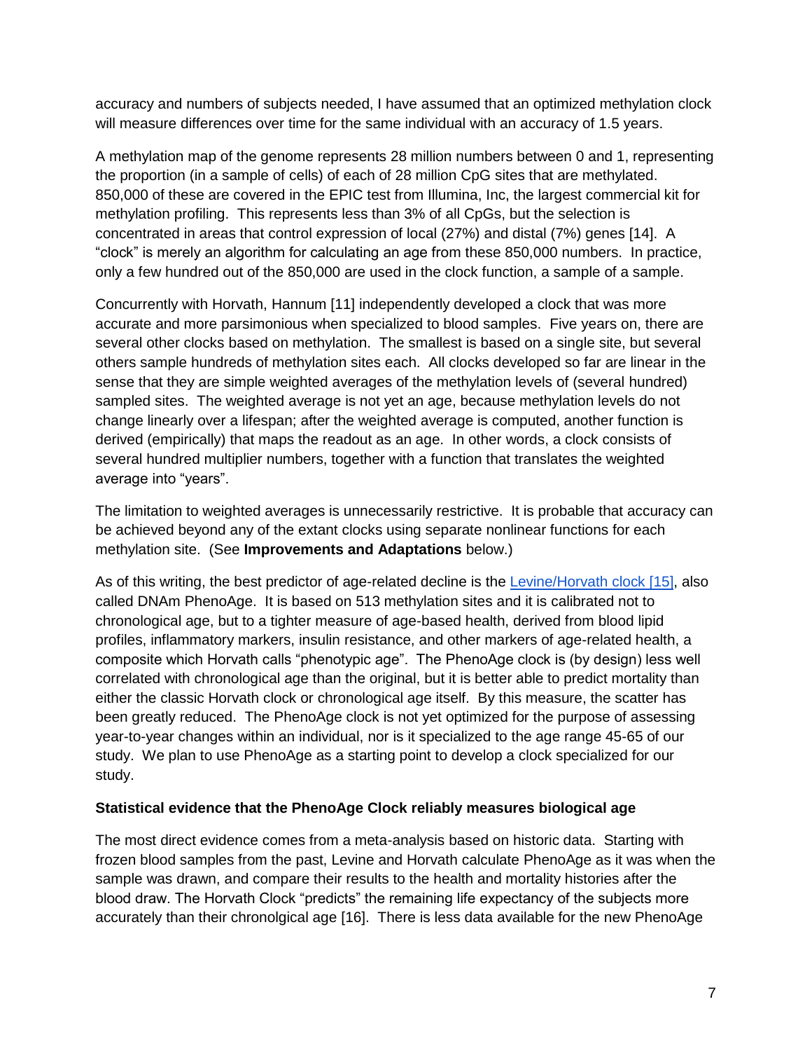accuracy and numbers of subjects needed, I have assumed that an optimized methylation clock will measure differences over time for the same individual with an accuracy of 1.5 years.

A methylation map of the genome represents 28 million numbers between 0 and 1, representing the proportion (in a sample of cells) of each of 28 million CpG sites that are methylated. 850,000 of these are covered in the EPIC test from Illumina, Inc, the largest commercial kit for methylation profiling. This represents less than 3% of all CpGs, but the selection is concentrated in areas that control expression of local (27%) and distal (7%) genes [14]. A "clock" is merely an algorithm for calculating an age from these 850,000 numbers. In practice, only a few hundred out of the 850,000 are used in the clock function, a sample of a sample.

Concurrently with Horvath, Hannum [11] independently developed a clock that was more accurate and more parsimonious when specialized to blood samples. Five years on, there are several other clocks based on methylation. The smallest is based on a single site, but several others sample hundreds of methylation sites each. All clocks developed so far are linear in the sense that they are simple weighted averages of the methylation levels of (several hundred) sampled sites. The weighted average is not yet an age, because methylation levels do not change linearly over a lifespan; after the weighted average is computed, another function is derived (empirically) that maps the readout as an age. In other words, a clock consists of several hundred multiplier numbers, together with a function that translates the weighted average into "years".

The limitation to weighted averages is unnecessarily restrictive. It is probable that accuracy can be achieved beyond any of the extant clocks using separate nonlinear functions for each methylation site. (See **Improvements and Adaptations** below.)

As of this writing, the best predictor of age-related decline is the Levine/Horvath clock [15], also called DNAm PhenoAge. It is based on 513 methylation sites and it is calibrated not to chronological age, but to a tighter measure of age-based health, derived from blood lipid profiles, inflammatory markers, insulin resistance, and other markers of age-related health, a composite which Horvath calls "phenotypic age". The PhenoAge clock is (by design) less well correlated with chronological age than the original, but it is better able to predict mortality than either the classic Horvath clock or chronological age itself. By this measure, the scatter has been greatly reduced. The PhenoAge clock is not yet optimized for the purpose of assessing year-to-year changes within an individual, nor is it specialized to the age range 45-65 of our study. We plan to use PhenoAge as a starting point to develop a clock specialized for our study.

**Statistical evidence that the PhenoAge Clock reliably measures biological age**

The most direct evidence comes from a meta-analysis based on historic data. Starting with frozen blood samples from the past, Levine and Horvath calculate PhenoAge as it was when the sample was drawn, and compare their results to the health and mortality histories after the blood draw. The Horvath Clock "predicts" the remaining life expectancy of the subjects more accurately than their chronolgical age [16]. There is less data available for the new PhenoAge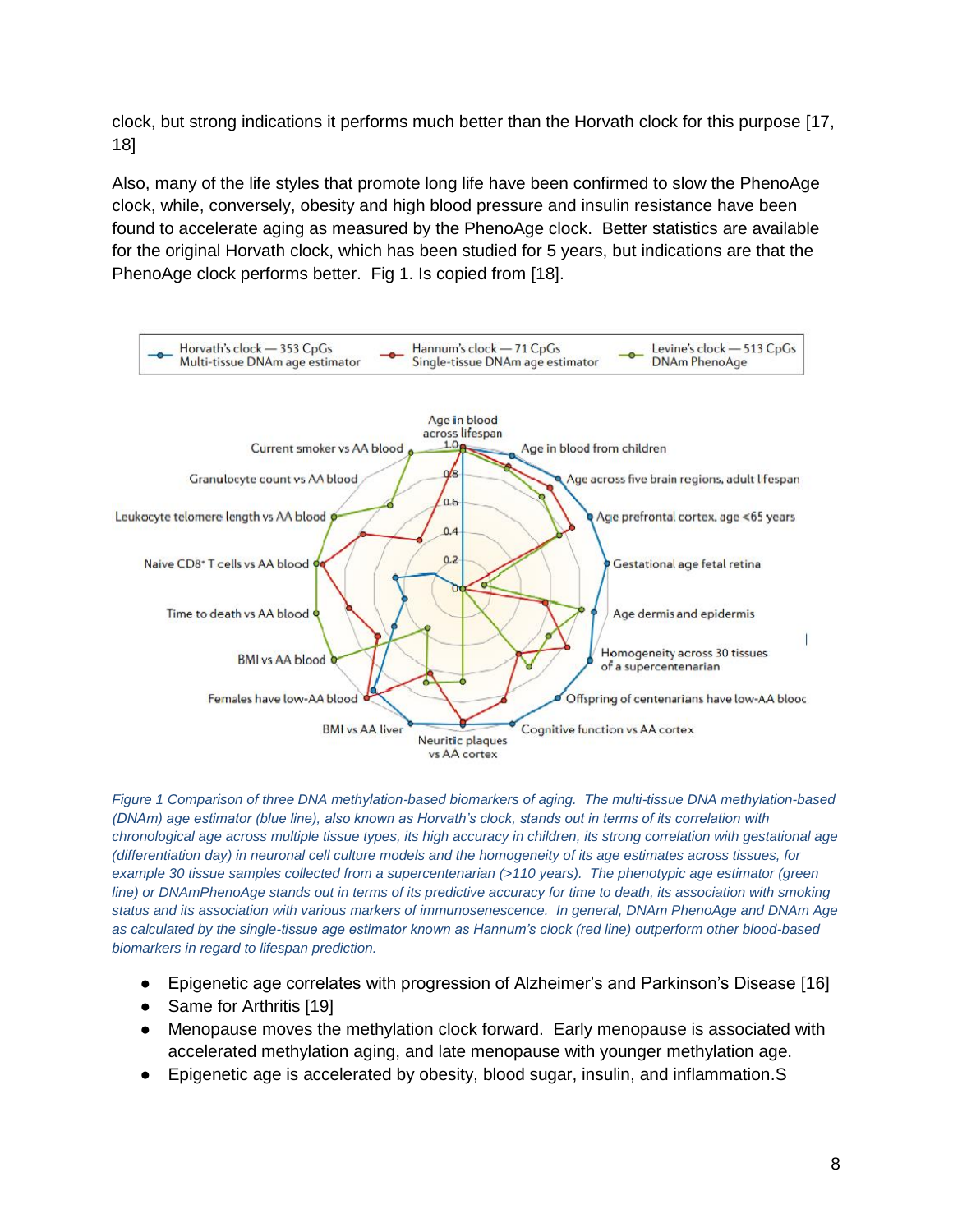clock, but strong indications it performs much better than the Horvath clock for this purpose [17, 18]

Also, many of the life styles that promote long life have been confirmed to slow the PhenoAge clock, while, conversely, obesity and high blood pressure and insulin resistance have been found to accelerate aging as measured by the PhenoAge clock. Better statistics are available for the original Horvath clock, which has been studied for 5 years, but indications are that the PhenoAge clock performs better. Fig 1. Is copied from [18].

*Figure 1 Comparison of three DNA methylation-based biomarkers of aging. The multi-tissue DNA methylation-based (DNAm) age estimator (blue line), also known as Horvath's clock, stands out in terms of its correlation with chronological age across multiple tissue types, its high accuracy in children, its strong correlation with gestational age (differentiation day) in neuronal cell culture models and the homogeneity of its age estimates across tissues, for example 30 tissue samples collected from a supercentenarian (>110 years). The phenotypic age estimator (green line) or DNAmPhenoAge stands out in terms of its predictive accuracy for time to death, its association with smoking status and its association with various markers of immunosenescence. In general, DNAm PhenoAge and DNAm Age as calculated by the single-tissue age estimator known as Hannum's clock (red line) outperform other blood-based biomarkers in regard to lifespan prediction.*

- Epigenetic age correlates with progression of Alzheimer's and Parkinson's Disease [16]
- Same for Arthritis [19]
- Menopause moves the methylation clock forward. Early menopause is associated with accelerated methylation aging, and late menopause with younger methylation age.
- Epigenetic age is accelerated by obesity, blood sugar, insulin, and inflammation.S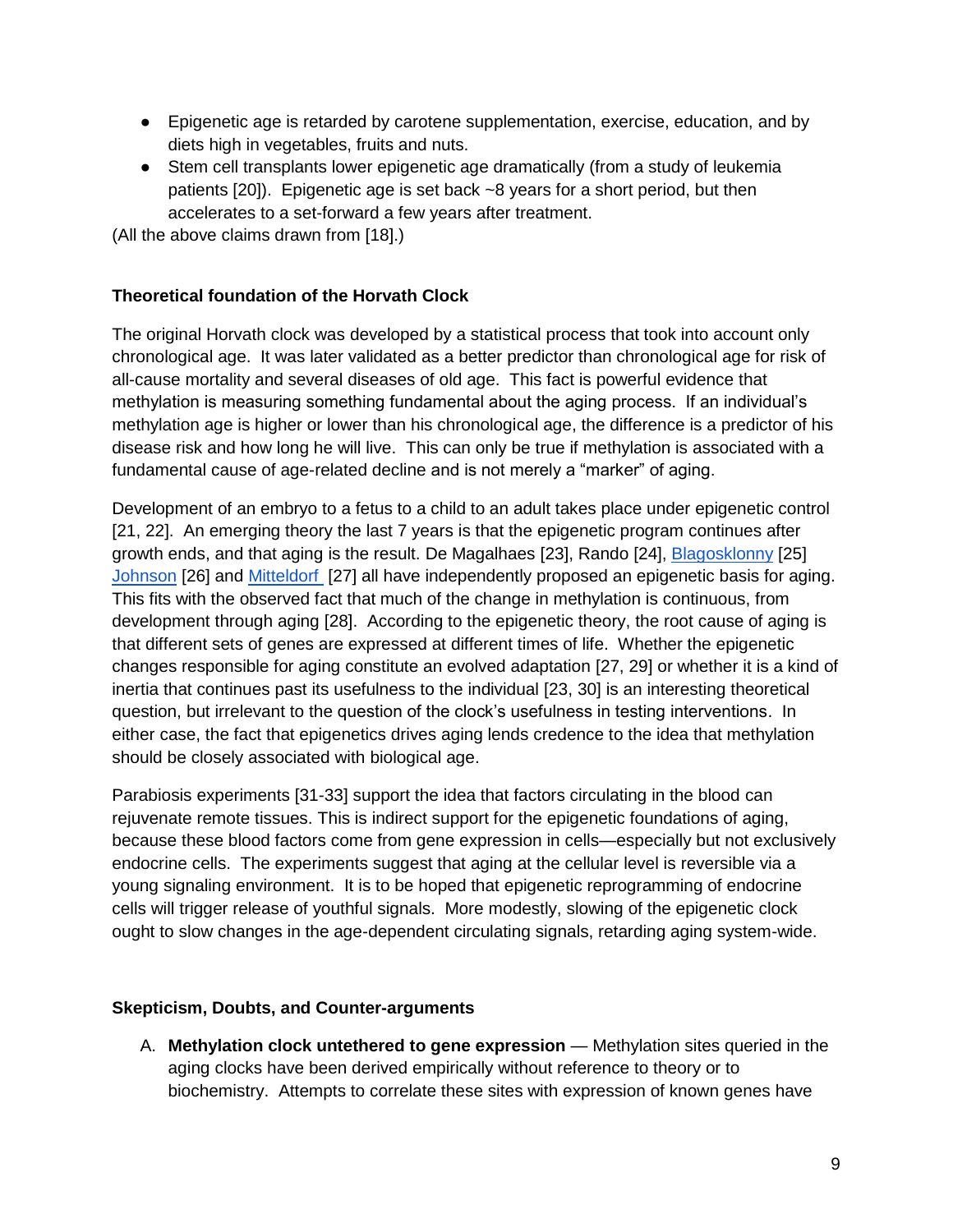- Epigenetic age is retarded by carotene supplementation, exercise, education, and by diets high in vegetables, fruits and nuts.
- Stem cell transplants lower epigenetic age dramatically (from a study of leukemia patients [20]). Epigenetic age is set back ~8 years for a short period, but then accelerates to a set-forward a few years after treatment.

(All the above claims drawn from [18].)

**Theoretical foundation of the Horvath Clock**

The original Horvath clock was developed by a statistical process that took into account only chronological age. It was later validated as a better predictor than chronological age for risk of all-cause mortality and several diseases of old age. This fact is powerful evidence that methylation is measuring something fundamental about the aging process. If an individual's methylation age is higher or lower than his chronological age, the difference is a predictor of his disease risk and how long he will live. This can only be true if methylation is associated with a fundamental cause of age-related decline and is not merely a "marker" of aging.

Development of an embryo to a fetus to a child to an adult takes place under epigenetic control [21, 22]. An emerging theory the last 7 years is that the epigenetic program continues after growth ends, and that aging is the result. De Magalhaes [23], Rando [24], Blagosklonny [25] Johnson [26] and Mitteldorf [27] all have independently proposed an epigenetic basis for aging. This fits with the observed fact that much of the change in methylation is continuous, from development through aging [28]. According to the epigenetic theory, the root cause of aging is that different sets of genes are expressed at different times of life. Whether the epigenetic changes responsible for aging constitute an evolved adaptation [27, 29] or whether it is a kind of inertia that continues past its usefulness to the individual [23, 30] is an interesting theoretical question, but irrelevant to the question of the clock's usefulness in testing interventions. In either case, the fact that epigenetics drives aging lends credence to the idea that methylation should be closely associated with biological age.

Parabiosis experiments [31-33] support the idea that factors circulating in the blood can rejuvenate remote tissues. This is indirect support for the epigenetic foundations of aging, because these blood factors come from gene expression in cells—especially but not exclusively endocrine cells. The experiments suggest that aging at the cellular level is reversible via a young signaling environment. It is to be hoped that epigenetic reprogramming of endocrine cells will trigger release of youthful signals. More modestly, slowing of the epigenetic clock ought to slow changes in the age-dependent circulating signals, retarding aging system-wide.

**Skepticism, Doubts, and Counter-arguments**

A. **Methylation clock untethered to gene expression** — Methylation sites queried in the aging clocks have been derived empirically without reference to theory or to biochemistry. Attempts to correlate these sites with expression of known genes have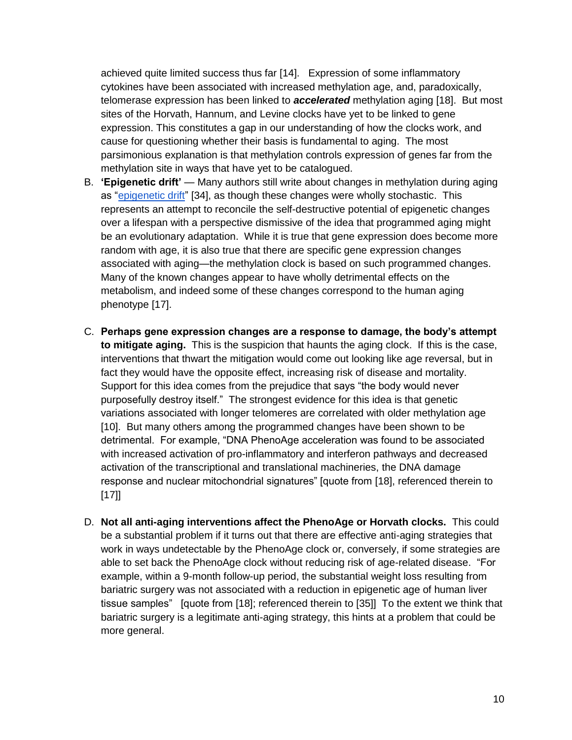achieved quite limited success thus far [14]. Expression of some inflammatory cytokines have been associated with increased methylation age, and, paradoxically, telomerase expression has been linked to ***accelerated*** methylation aging [18]. But most sites of the Horvath, Hannum, and Levine clocks have yet to be linked to gene expression. This constitutes a gap in our understanding of how the clocks work, and cause for questioning whether their basis is fundamental to aging. The most parsimonious explanation is that methylation controls expression of genes far from the methylation site in ways that have yet to be catalogued.

B. **'Epigenetic drift'** — Many authors still write about changes in methylation during aging as "epigenetic drift" [34], as though these changes were wholly stochastic. This represents an attempt to reconcile the self-destructive potential of epigenetic changes over a lifespan with a perspective dismissive of the idea that programmed aging might be an evolutionary adaptation. While it is true that gene expression does become more random with age, it is also true that there are specific gene expression changes associated with aging—the methylation clock is based on such programmed changes. Many of the known changes appear to have wholly detrimental effects on the metabolism, and indeed some of these changes correspond to the human aging phenotype [17].

C. **Perhaps gene expression changes are a response to damage, the body's attempt to mitigate aging.** This is the suspicion that haunts the aging clock. If this is the case, interventions that thwart the mitigation would come out looking like age reversal, but in fact they would have the opposite effect, increasing risk of disease and mortality. Support for this idea comes from the prejudice that says "the body would never purposefully destroy itself." The strongest evidence for this idea is that genetic variations associated with longer telomeres are correlated with older methylation age [10]. But many others among the programmed changes have been shown to be detrimental. For example, "DNA PhenoAge acceleration was found to be associated with increased activation of pro-inflammatory and interferon pathways and decreased activation of the transcriptional and translational machineries, the DNA damage response and nuclear mitochondrial signatures" [quote from [18], referenced therein to [17]]

D. **Not all anti-aging interventions affect the PhenoAge or Horvath clocks.** This could be a substantial problem if it turns out that there are effective anti-aging strategies that work in ways undetectable by the PhenoAge clock or, conversely, if some strategies are able to set back the PhenoAge clock without reducing risk of age-related disease. "For example, within a 9-month follow-up period, the substantial weight loss resulting from bariatric surgery was not associated with a reduction in epigenetic age of human liver tissue samples" [quote from [18]; referenced therein to [35]] To the extent we think that bariatric surgery is a legitimate anti-aging strategy, this hints at a problem that could be more general.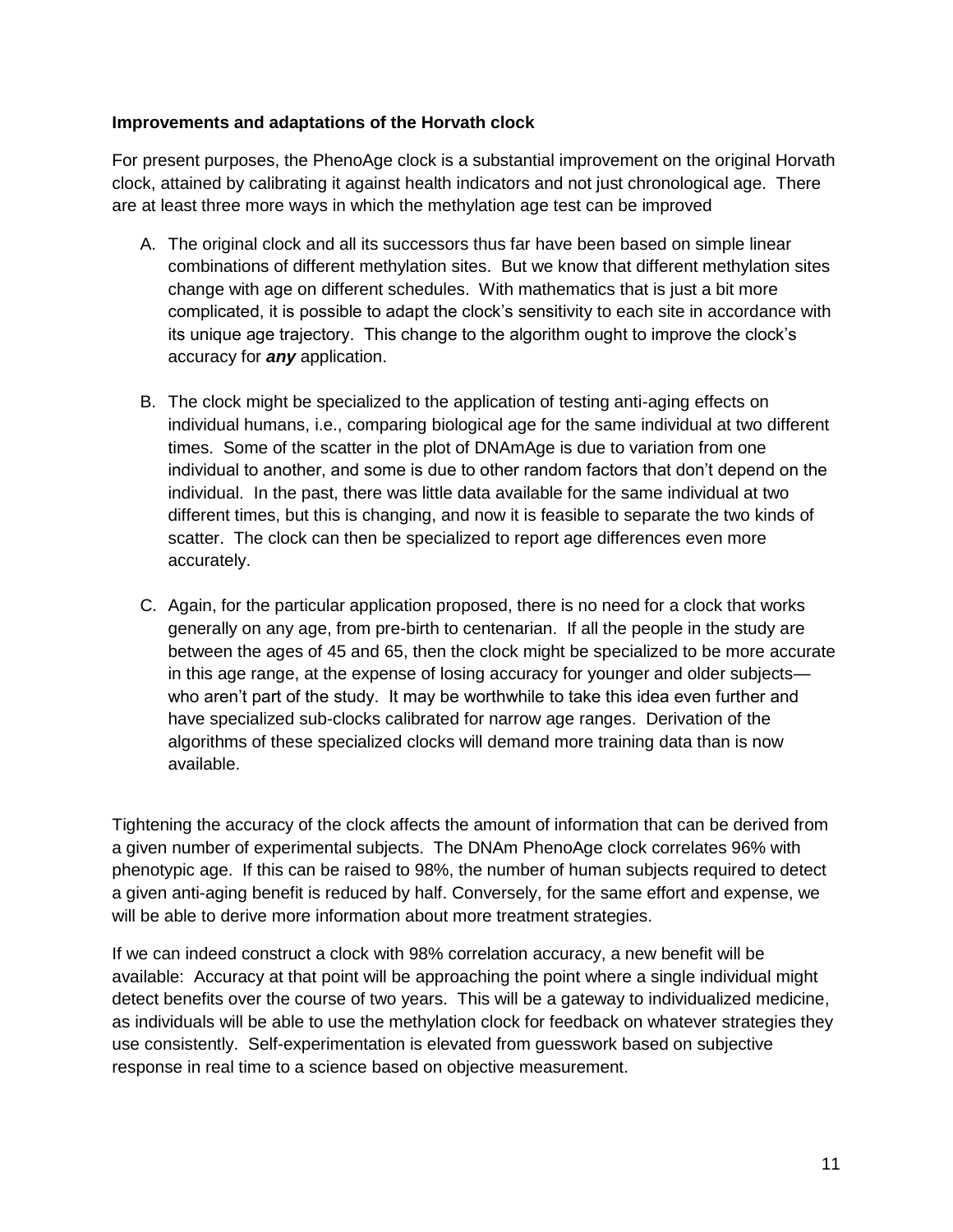**Improvements and adaptations of the Horvath clock**

For present purposes, the PhenoAge clock is a substantial improvement on the original Horvath clock, attained by calibrating it against health indicators and not just chronological age. There are at least three more ways in which the methylation age test can be improved

A. The original clock and all its successors thus far have been based on simple linear combinations of different methylation sites. But we know that different methylation sites change with age on different schedules. With mathematics that is just a bit more complicated, it is possible to adapt the clock's sensitivity to each site in accordance with its unique age trajectory. This change to the algorithm ought to improve the clock's accuracy for ***any*** application.

B. The clock might be specialized to the application of testing anti-aging effects on individual humans, i.e., comparing biological age for the same individual at two different times. Some of the scatter in the plot of DNAmAge is due to variation from one individual to another, and some is due to other random factors that don't depend on the individual. In the past, there was little data available for the same individual at two different times, but this is changing, and now it is feasible to separate the two kinds of scatter. The clock can then be specialized to report age differences even more accurately.

C. Again, for the particular application proposed, there is no need for a clock that works generally on any age, from pre-birth to centenarian. If all the people in the study are between the ages of 45 and 65, then the clock might be specialized to be more accurate in this age range, at the expense of losing accuracy for younger and older subjects—who aren't part of the study. It may be worthwhile to take this idea even further and have specialized sub-clocks calibrated for narrow age ranges. Derivation of the algorithms of these specialized clocks will demand more training data than is now available.

Tightening the accuracy of the clock affects the amount of information that can be derived from a given number of experimental subjects. The DNAm PhenoAge clock correlates 96% with phenotypic age. If this can be raised to 98%, the number of human subjects required to detect a given anti-aging benefit is reduced by half. Conversely, for the same effort and expense, we will be able to derive more information about more treatment strategies.

If we can indeed construct a clock with 98% correlation accuracy, a new benefit will be available: Accuracy at that point will be approaching the point where a single individual might detect benefits over the course of two years. This will be a gateway to individualized medicine, as individuals will be able to use the methylation clock for feedback on whatever strategies they use consistently. Self-experimentation is elevated from guesswork based on subjective response in real time to a science based on objective measurement.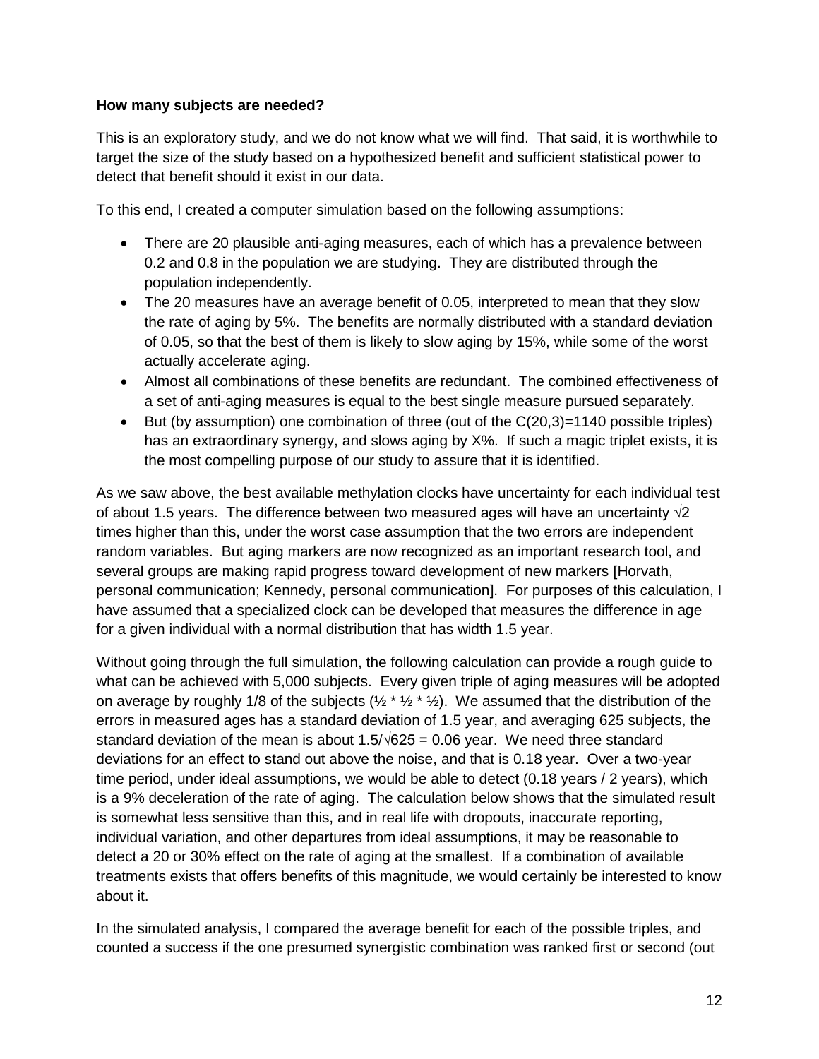**How many subjects are needed?**

This is an exploratory study, and we do not know what we will find. That said, it is worthwhile to target the size of the study based on a hypothesized benefit and sufficient statistical power to detect that benefit should it exist in our data.

To this end, I created a computer simulation based on the following assumptions:

- There are 20 plausible anti-aging measures, each of which has a prevalence between 0.2 and 0.8 in the population we are studying. They are distributed through the population independently.
- The 20 measures have an average benefit of 0.05, interpreted to mean that they slow the rate of aging by 5%. The benefits are normally distributed with a standard deviation of 0.05, so that the best of them is likely to slow aging by 15%, while some of the worst actually accelerate aging.
- Almost all combinations of these benefits are redundant. The combined effectiveness of a set of anti-aging measures is equal to the best single measure pursued separately.
- But (by assumption) one combination of three (out of the C(20,3)=1140 possible triples) has an extraordinary synergy, and slows aging by X%. If such a magic triplet exists, it is the most compelling purpose of our study to assure that it is identified.

As we saw above, the best available methylation clocks have uncertainty for each individual test of about 1.5 years. The difference between two measured ages will have an uncertainty $\sqrt{2}$ times higher than this, under the worst case assumption that the two errors are independent random variables. But aging markers are now recognized as an important research tool, and several groups are making rapid progress toward development of new markers [Horvath, personal communication; Kennedy, personal communication]. For purposes of this calculation, I have assumed that a specialized clock can be developed that measures the difference in age for a given individual with a normal distribution that has width 1.5 year.

Without going through the full simulation, the following calculation can provide a rough guide to what can be achieved with 5,000 subjects. Every given triple of aging measures will be adopted on average by roughly 1/8 of the subjects (½ * ½ * ½). We assumed that the distribution of the errors in measured ages has a standard deviation of 1.5 year, and averaging 625 subjects, the standard deviation of the mean is about $1.5/\sqrt{625} = 0.06$ year. We need three standard deviations for an effect to stand out above the noise, and that is 0.18 year. Over a two-year time period, under ideal assumptions, we would be able to detect (0.18 years / 2 years), which is a 9% deceleration of the rate of aging. The calculation below shows that the simulated result is somewhat less sensitive than this, and in real life with dropouts, inaccurate reporting, individual variation, and other departures from ideal assumptions, it may be reasonable to detect a 20 or 30% effect on the rate of aging at the smallest. If a combination of available treatments exists that offers benefits of this magnitude, we would certainly be interested to know about it.

In the simulated analysis, I compared the average benefit for each of the possible triples, and counted a success if the one presumed synergistic combination was ranked first or second (out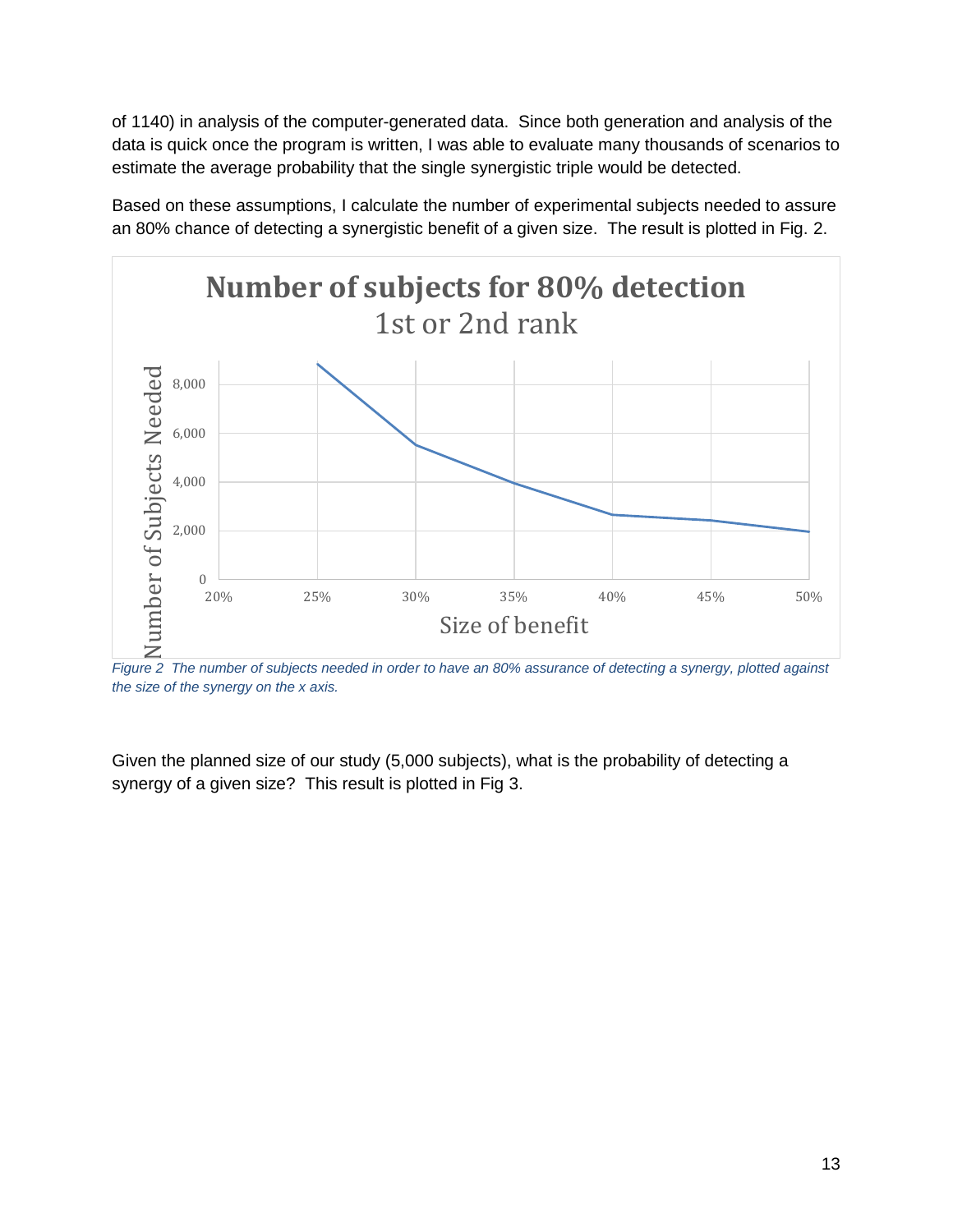of 1140) in analysis of the computer-generated data. Since both generation and analysis of the data is quick once the program is written, I was able to evaluate many thousands of scenarios to estimate the average probability that the single synergistic triple would be detected.

Based on these assumptions, I calculate the number of experimental subjects needed to assure an 80% chance of detecting a synergistic benefit of a given size. The result is plotted in Fig. 2.

*Figure 2 The number of subjects needed in order to have an 80% assurance of detecting a synergy, plotted against the size of the synergy on the x axis.*

Given the planned size of our study (5,000 subjects), what is the probability of detecting a synergy of a given size? This result is plotted in Fig 3.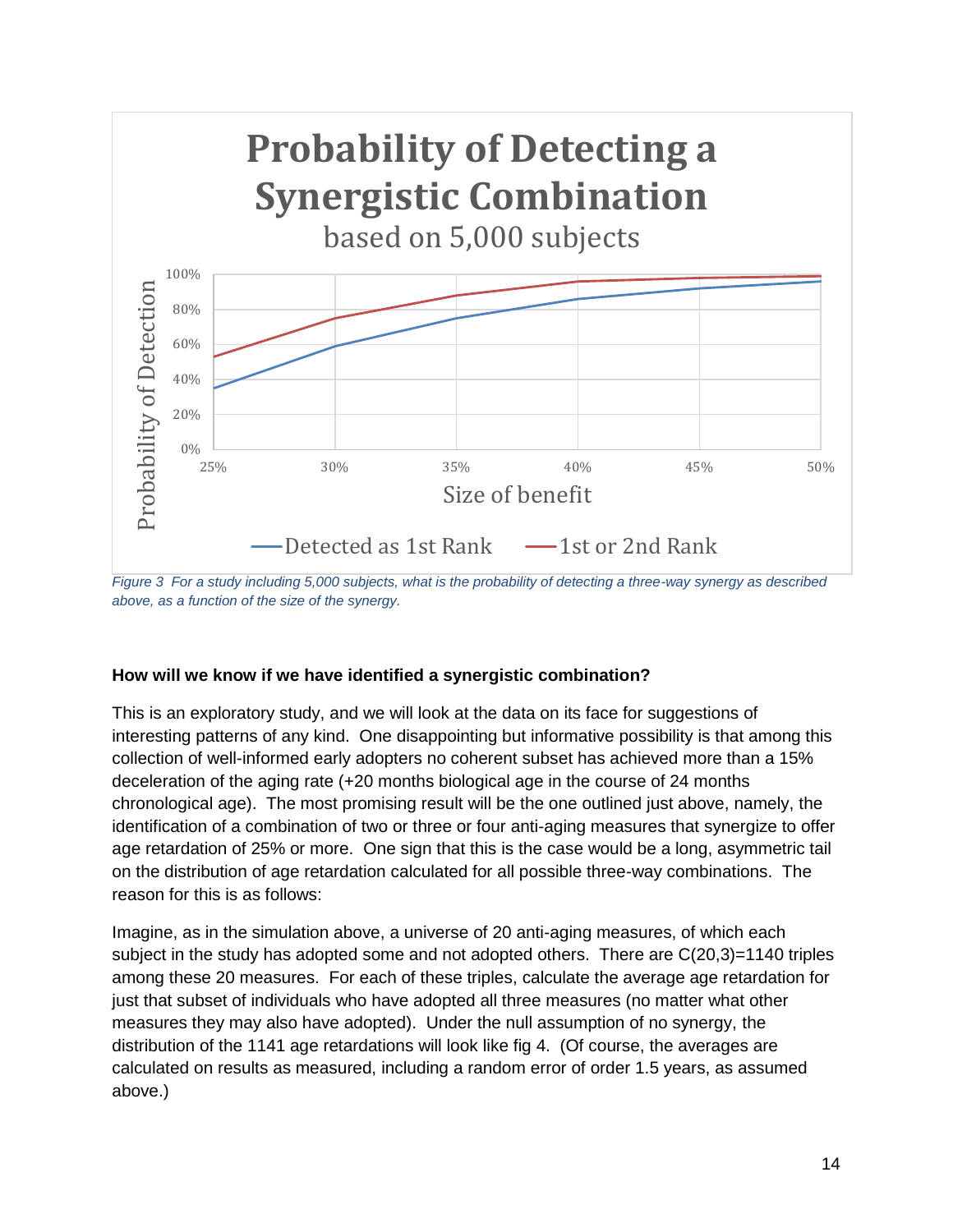Figure 3  For a study including 5,000 subjects, what is the probability of detecting a three-way synergy as described above, as a function of the size of the synergy.

**How will we know if we have identified a synergistic combination?**

This is an exploratory study, and we will look at the data on its face for suggestions of interesting patterns of any kind. One disappointing but informative possibility is that among this collection of well-informed early adopters no coherent subset has achieved more than a 15% deceleration of the aging rate (+20 months biological age in the course of 24 months chronological age). The most promising result will be the one outlined just above, namely, the identification of a combination of two or three or four anti-aging measures that synergize to offer age retardation of 25% or more. One sign that this is the case would be a long, asymmetric tail on the distribution of age retardation calculated for all possible three-way combinations. The reason for this is as follows:

Imagine, as in the simulation above, a universe of 20 anti-aging measures, of which each subject in the study has adopted some and not adopted others. There are C(20,3)=1140 triples among these 20 measures. For each of these triples, calculate the average age retardation for just that subset of individuals who have adopted all three measures (no matter what other measures they may also have adopted). Under the null assumption of no synergy, the distribution of the 1141 age retardations will look like fig 4. (Of course, the averages are calculated on results as measured, including a random error of order 1.5 years, as assumed above.)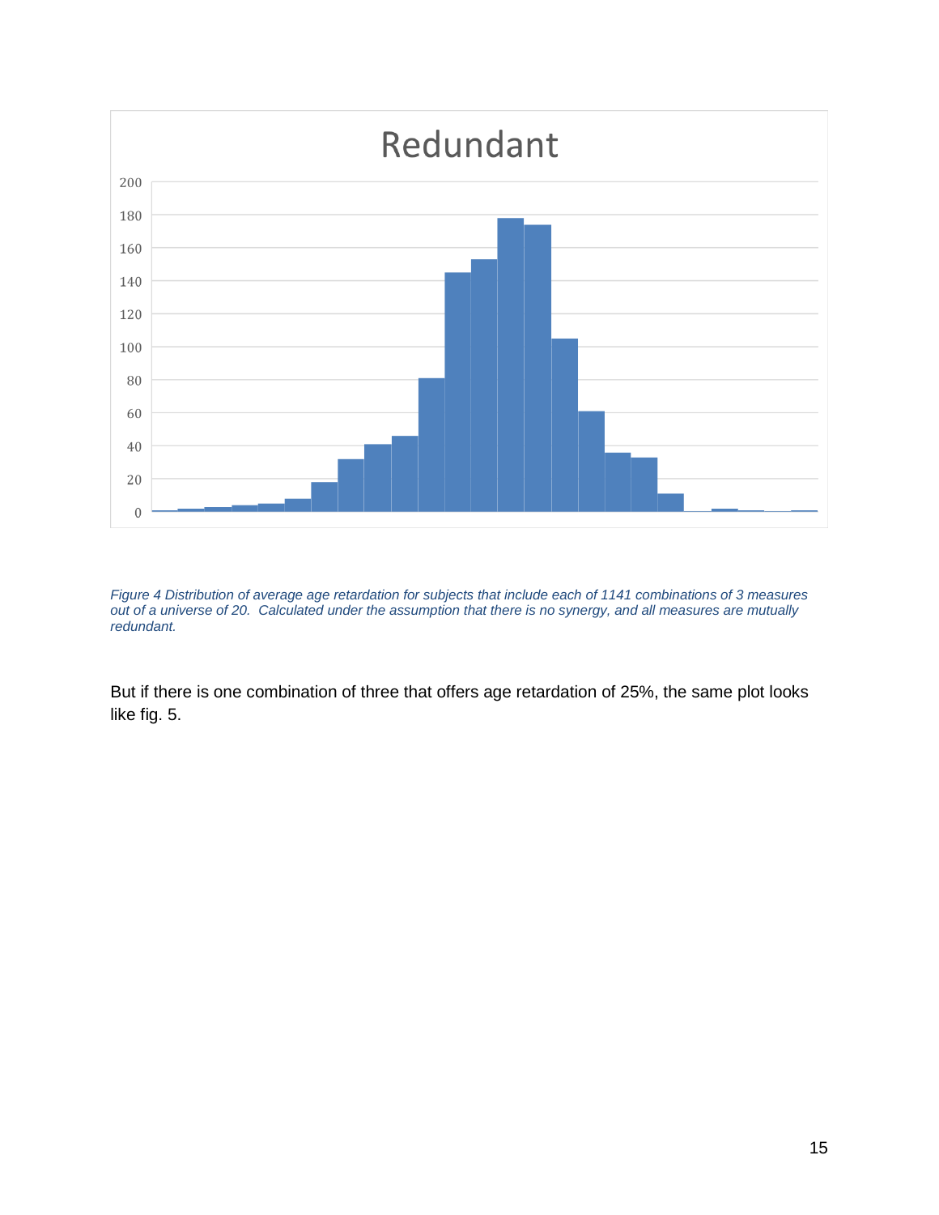Figure 4 Distribution of average age retardation for subjects that include each of 1141 combinations of 3 measures out of a universe of 20. Calculated under the assumption that there is no synergy, and all measures are mutually redundant.

But if there is one combination of three that offers age retardation of 25%, the same plot looks like fig. 5.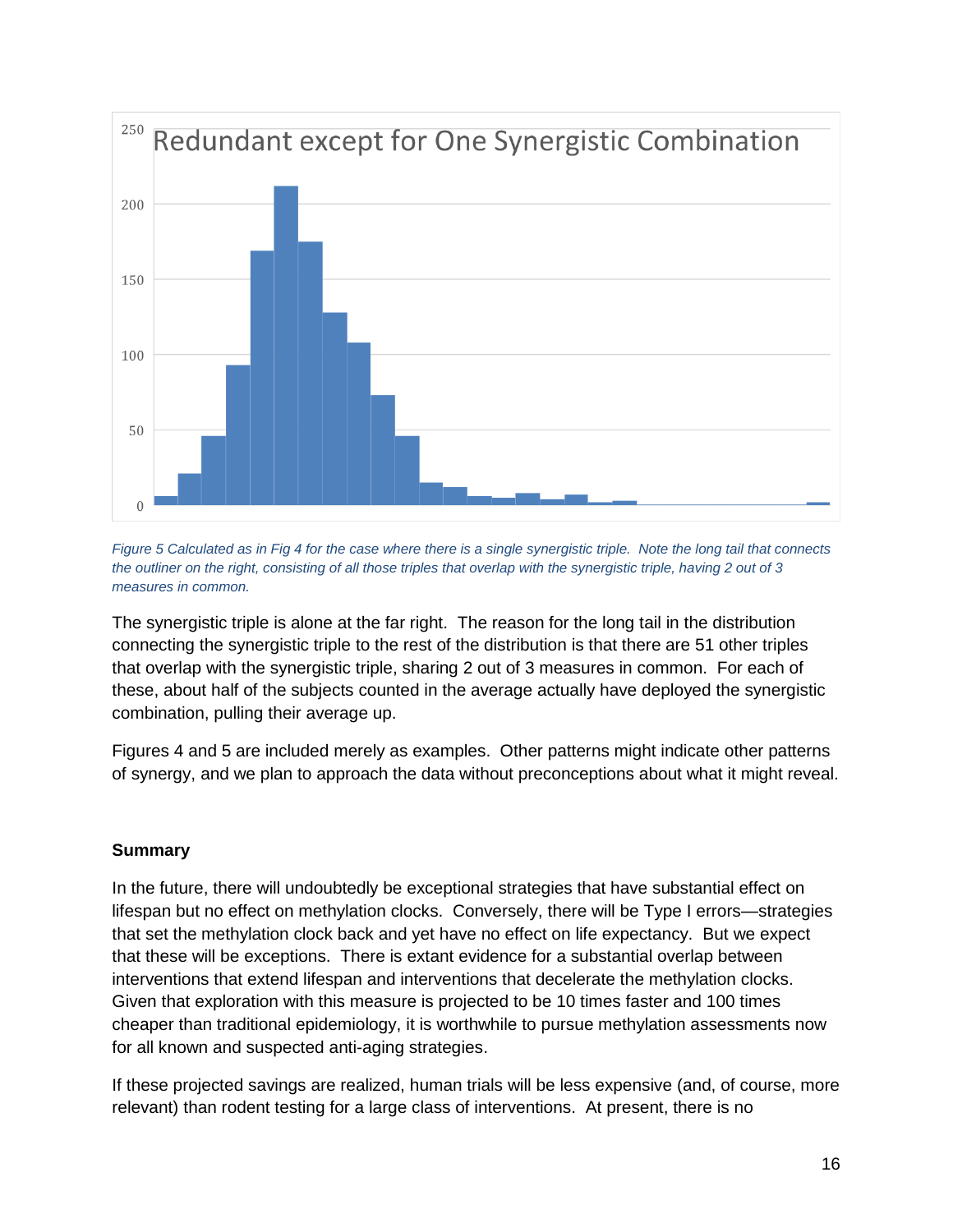*Figure 5 Calculated as in Fig 4 for the case where there is a single synergistic triple. Note the long tail that connects the outliner on the right, consisting of all those triples that overlap with the synergistic triple, having 2 out of 3 measures in common.*

The synergistic triple is alone at the far right. The reason for the long tail in the distribution connecting the synergistic triple to the rest of the distribution is that there are 51 other triples that overlap with the synergistic triple, sharing 2 out of 3 measures in common. For each of these, about half of the subjects counted in the average actually have deployed the synergistic combination, pulling their average up.

Figures 4 and 5 are included merely as examples. Other patterns might indicate other patterns of synergy, and we plan to approach the data without preconceptions about what it might reveal.

**Summary**

In the future, there will undoubtedly be exceptional strategies that have substantial effect on lifespan but no effect on methylation clocks. Conversely, there will be Type I errors—strategies that set the methylation clock back and yet have no effect on life expectancy. But we expect that these will be exceptions. There is extant evidence for a substantial overlap between interventions that extend lifespan and interventions that decelerate the methylation clocks. Given that exploration with this measure is projected to be 10 times faster and 100 times cheaper than traditional epidemiology, it is worthwhile to pursue methylation assessments now for all known and suspected anti-aging strategies.

If these projected savings are realized, human trials will be less expensive (and, of course, more relevant) than rodent testing for a large class of interventions. At present, there is no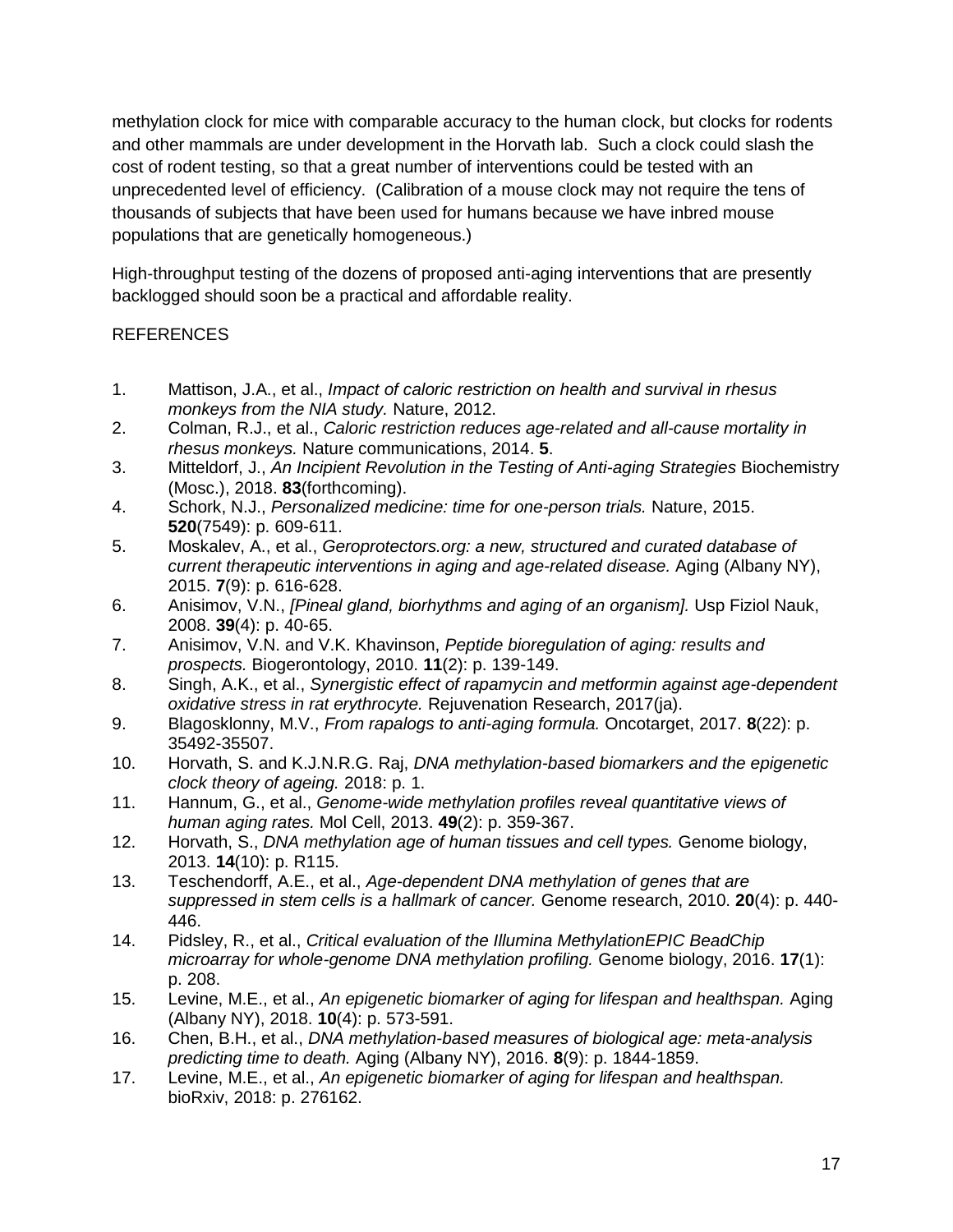methylation clock for mice with comparable accuracy to the human clock, but clocks for rodents and other mammals are under development in the Horvath lab. Such a clock could slash the cost of rodent testing, so that a great number of interventions could be tested with an unprecedented level of efficiency. (Calibration of a mouse clock may not require the tens of thousands of subjects that have been used for humans because we have inbred mouse populations that are genetically homogeneous.)

High-throughput testing of the dozens of proposed anti-aging interventions that are presently backlogged should soon be a practical and affordable reality.

REFERENCES

1. Mattison, J.A., et al., *Impact of caloric restriction on health and survival in rhesus monkeys from the NIA study.* Nature, 2012.
2. Colman, R.J., et al., *Caloric restriction reduces age-related and all-cause mortality in rhesus monkeys.* Nature communications, 2014. **5**.
3. Mitteldorf, J., *An Incipient Revolution in the Testing of Anti-aging Strategies* Biochemistry (Mosc.), 2018. **83**(forthcoming).
4. Schork, N.J., *Personalized medicine: time for one-person trials.* Nature, 2015. **520**(7549): p. 609-611.
5. Moskalev, A., et al., *Geroprotectors.org: a new, structured and curated database of current therapeutic interventions in aging and age-related disease.* Aging (Albany NY), 2015. **7**(9): p. 616-628.
6. Anisimov, V.N., *[Pineal gland, biorhythms and aging of an organism].* Usp Fiziol Nauk, 2008. **39**(4): p. 40-65.
7. Anisimov, V.N. and V.K. Khavinson, *Peptide bioregulation of aging: results and prospects.* Biogerontology, 2010. **11**(2): p. 139-149.
8. Singh, A.K., et al., *Synergistic effect of rapamycin and metformin against age-dependent oxidative stress in rat erythrocyte.* Rejuvenation Research, 2017(ja).
9. Blagosklonny, M.V., *From rapalogs to anti-aging formula.* Oncotarget, 2017. **8**(22): p. 35492-35507.
10. Horvath, S. and K.J.N.R.G. Raj, *DNA methylation-based biomarkers and the epigenetic clock theory of ageing.* 2018: p. 1.
11. Hannum, G., et al., *Genome-wide methylation profiles reveal quantitative views of human aging rates.* Mol Cell, 2013. **49**(2): p. 359-367.
12. Horvath, S., *DNA methylation age of human tissues and cell types.* Genome biology, 2013. **14**(10): p. R115.
13. Teschendorff, A.E., et al., *Age-dependent DNA methylation of genes that are suppressed in stem cells is a hallmark of cancer.* Genome research, 2010. **20**(4): p. 440-446.
14. Pidsley, R., et al., *Critical evaluation of the Illumina MethylationEPIC BeadChip microarray for whole-genome DNA methylation profiling.* Genome biology, 2016. **17**(1): p. 208.
15. Levine, M.E., et al., *An epigenetic biomarker of aging for lifespan and healthspan.* Aging (Albany NY), 2018. **10**(4): p. 573-591.
16. Chen, B.H., et al., *DNA methylation-based measures of biological age: meta-analysis predicting time to death.* Aging (Albany NY), 2016. **8**(9): p. 1844-1859.
17. Levine, M.E., et al., *An epigenetic biomarker of aging for lifespan and healthspan.* bioRxiv, 2018: p. 276162.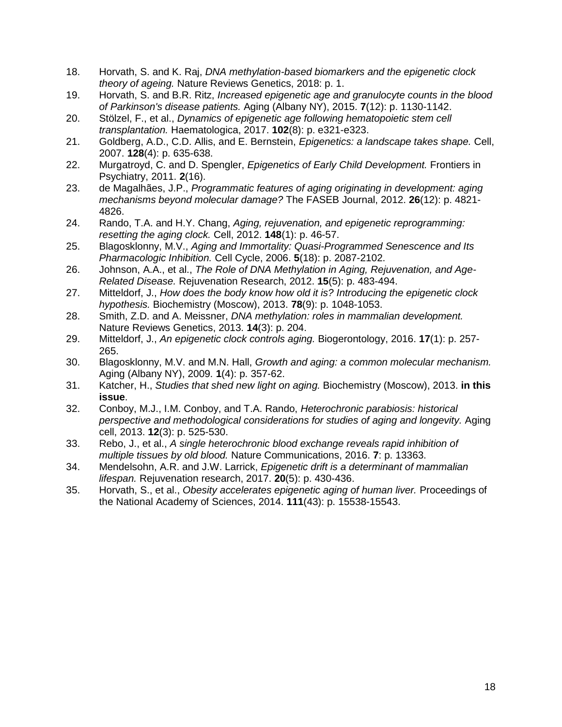18. Horvath, S. and K. Raj, *DNA methylation-based biomarkers and the epigenetic clock theory of ageing.* Nature Reviews Genetics, 2018: p. 1.
19. Horvath, S. and B.R. Ritz, *Increased epigenetic age and granulocyte counts in the blood of Parkinson's disease patients.* Aging (Albany NY), 2015. **7**(12): p. 1130-1142.
20. Stölzel, F., et al., *Dynamics of epigenetic age following hematopoietic stem cell transplantation.* Haematologica, 2017. **102**(8): p. e321-e323.
21. Goldberg, A.D., C.D. Allis, and E. Bernstein, *Epigenetics: a landscape takes shape.* Cell, 2007. **128**(4): p. 635-638.
22. Murgatroyd, C. and D. Spengler, *Epigenetics of Early Child Development.* Frontiers in Psychiatry, 2011. **2**(16).
23. de Magalhães, J.P., *Programmatic features of aging originating in development: aging mechanisms beyond molecular damage?* The FASEB Journal, 2012. **26**(12): p. 4821-4826.
24. Rando, T.A. and H.Y. Chang, *Aging, rejuvenation, and epigenetic reprogramming: resetting the aging clock.* Cell, 2012. **148**(1): p. 46-57.
25. Blagosklonny, M.V., *Aging and Immortality: Quasi-Programmed Senescence and Its Pharmacologic Inhibition.* Cell Cycle, 2006. **5**(18): p. 2087-2102.
26. Johnson, A.A., et al., *The Role of DNA Methylation in Aging, Rejuvenation, and Age-Related Disease.* Rejuvenation Research, 2012. **15**(5): p. 483-494.
27. Mitteldorf, J., *How does the body know how old it is? Introducing the epigenetic clock hypothesis.* Biochemistry (Moscow), 2013. **78**(9): p. 1048-1053.
28. Smith, Z.D. and A. Meissner, *DNA methylation: roles in mammalian development.* Nature Reviews Genetics, 2013. **14**(3): p. 204.
29. Mitteldorf, J., *An epigenetic clock controls aging.* Biogerontology, 2016. **17**(1): p. 257-265.
30. Blagosklonny, M.V. and M.N. Hall, *Growth and aging: a common molecular mechanism.* Aging (Albany NY), 2009. **1**(4): p. 357-62.
31. Katcher, H., *Studies that shed new light on aging.* Biochemistry (Moscow), 2013. **in this issue**.
32. Conboy, M.J., I.M. Conboy, and T.A. Rando, *Heterochronic parabiosis: historical perspective and methodological considerations for studies of aging and longevity.* Aging cell, 2013. **12**(3): p. 525-530.
33. Rebo, J., et al., *A single heterochronic blood exchange reveals rapid inhibition of multiple tissues by old blood.* Nature Communications, 2016. **7**: p. 13363.
34. Mendelsohn, A.R. and J.W. Larrick, *Epigenetic drift is a determinant of mammalian lifespan.* Rejuvenation research, 2017. **20**(5): p. 430-436.
35. Horvath, S., et al., *Obesity accelerates epigenetic aging of human liver.* Proceedings of the National Academy of Sciences, 2014. **111**(43): p. 15538-15543.